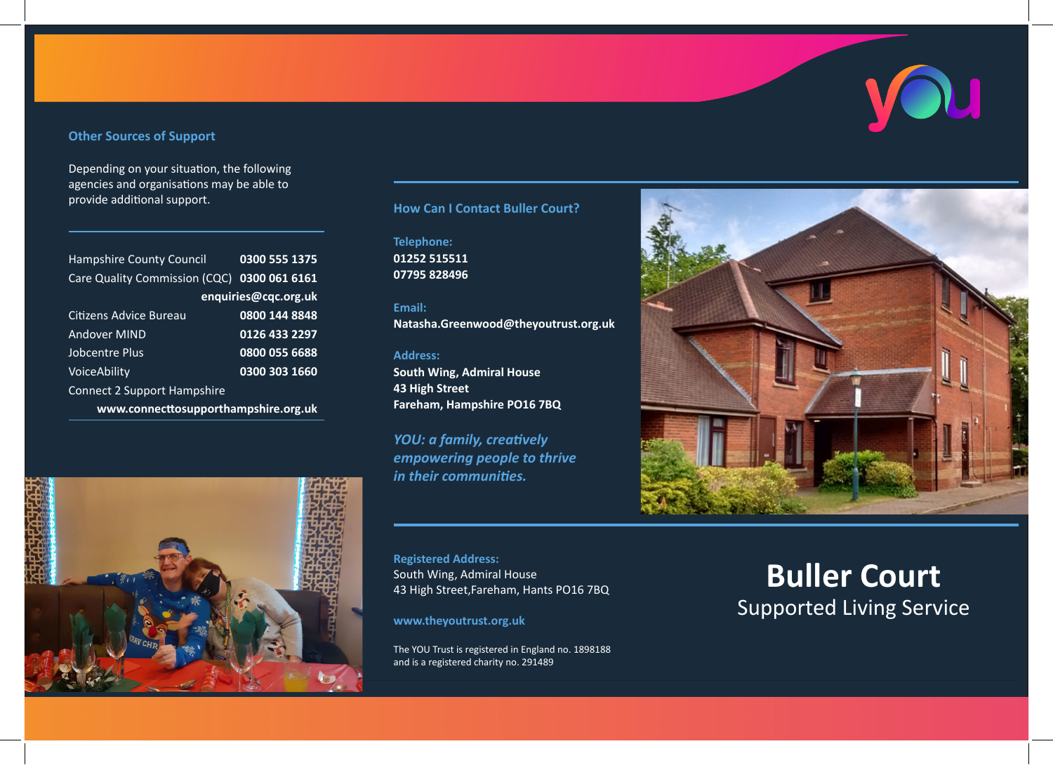## Other Sources of Support

Depending on your situation, the following agencies and organisations may be able to provide additional support.

| Organisation | Contact |
| --- | --- |
| Hampshire County Council | **0300 555 1375** |
| Care Quality Commission (CQC) | **0300 061 6161** |
| | **enquiries@cqc.org.uk** |
| Citizens Advice Bureau | **0800 144 8848** |
| Andover MIND | **0126 433 2297** |
| Jobcentre Plus | **0800 055 6688** |
| VoiceAbility | **0300 303 1660** |
| Connect 2 Support Hampshire | |
| | **www.connecttosupporthampshire.org.uk** |

## How Can I Contact Buller Court?

**Telephone:**
**01252 515511**
**07795 828496**

**Email:**
**Natasha.Greenwood@theyoutrust.org.uk**

**Address:**
**South Wing, Admiral House**
**43 High Street**
**Fareham, Hampshire PO16 7BQ**

***YOU: a family, creatively empowering people to thrive in their communities.***

**Registered Address:**
South Wing, Admiral House
43 High Street,Fareham, Hants PO16 7BQ

**www.theyoutrust.org.uk**

The YOU Trust is registered in England no. 1898188 and is a registered charity no. 291489

# Buller Court

## Supported Living Service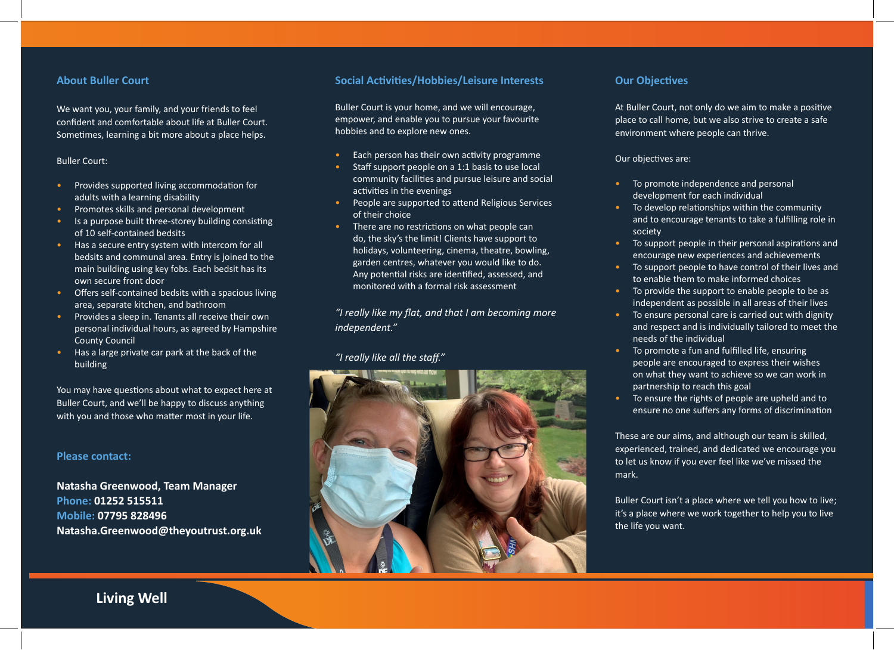## About Buller Court

We want you, your family, and your friends to feel confident and comfortable about life at Buller Court. Sometimes, learning a bit more about a place helps.

Buller Court:

- Provides supported living accommodation for adults with a learning disability
- Promotes skills and personal development
- Is a purpose built three-storey building consisting of 10 self-contained bedsits
- Has a secure entry system with intercom for all bedsits and communal area. Entry is joined to the main building using key fobs. Each bedsit has its own secure front door
- Offers self-contained bedsits with a spacious living area, separate kitchen, and bathroom
- Provides a sleep in. Tenants all receive their own personal individual hours, as agreed by Hampshire County Council
- Has a large private car park at the back of the building

You may have questions about what to expect here at Buller Court, and we'll be happy to discuss anything with you and those who matter most in your life.

### Please contact:

**Natasha Greenwood, Team Manager**
**Phone: 01252 515511**
**Mobile: 07795 828496**
**Natasha.Greenwood@theyoutrust.org.uk**

## Social Activities/Hobbies/Leisure Interests

Buller Court is your home, and we will encourage, empower, and enable you to pursue your favourite hobbies and to explore new ones.

- Each person has their own activity programme
- Staff support people on a 1:1 basis to use local community facilities and pursue leisure and social activities in the evenings
- People are supported to attend Religious Services of their choice
- There are no restrictions on what people can do, the sky's the limit! Clients have support to holidays, volunteering, cinema, theatre, bowling, garden centres, whatever you would like to do. Any potential risks are identified, assessed, and monitored with a formal risk assessment

*"I really like my flat, and that I am becoming more independent."*

*"I really like all the staff."*

## Our Objectives

At Buller Court, not only do we aim to make a positive place to call home, but we also strive to create a safe environment where people can thrive.

Our objectives are:

- To promote independence and personal development for each individual
- To develop relationships within the community and to encourage tenants to take a fulfilling role in society
- To support people in their personal aspirations and encourage new experiences and achievements
- To support people to have control of their lives and to enable them to make informed choices
- To provide the support to enable people to be as independent as possible in all areas of their lives
- To ensure personal care is carried out with dignity and respect and is individually tailored to meet the needs of the individual
- To promote a fun and fulfilled life, ensuring people are encouraged to express their wishes on what they want to achieve so we can work in partnership to reach this goal
- To ensure the rights of people are upheld and to ensure no one suffers any forms of discrimination

These are our aims, and although our team is skilled, experienced, trained, and dedicated we encourage you to let us know if you ever feel like we've missed the mark.

Buller Court isn't a place where we tell you how to live; it's a place where we work together to help you to live the life you want.

**Living Well**